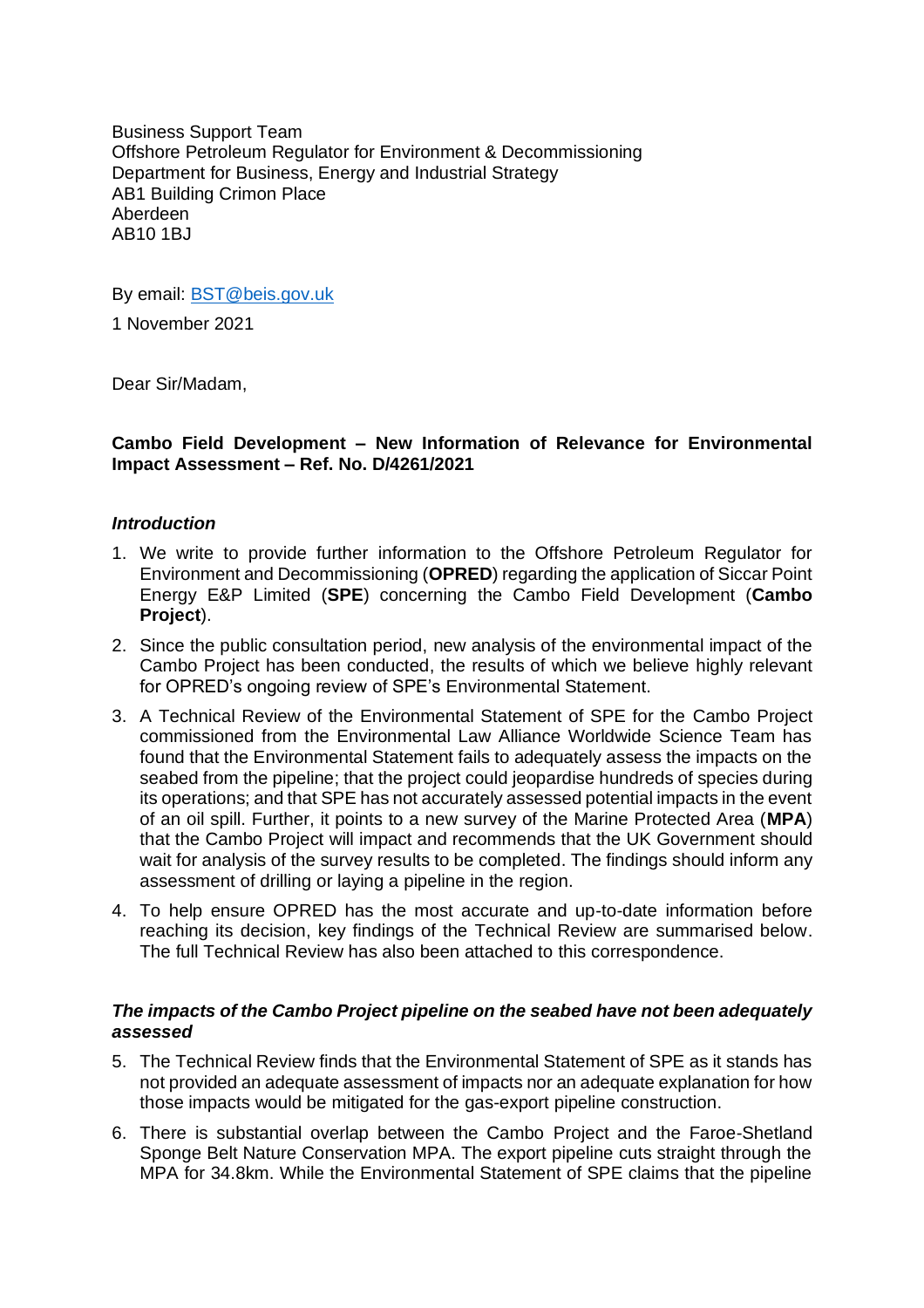Business Support Team
Offshore Petroleum Regulator for Environment & Decommissioning
Department for Business, Energy and Industrial Strategy
AB1 Building Crimon Place
Aberdeen
AB10 1BJ

By email: BST@beis.gov.uk

1 November 2021

Dear Sir/Madam,

**Cambo Field Development – New Information of Relevance for Environmental Impact Assessment – Ref. No. D/4261/2021**

***Introduction***

1. We write to provide further information to the Offshore Petroleum Regulator for Environment and Decommissioning (**OPRED**) regarding the application of Siccar Point Energy E&P Limited (**SPE**) concerning the Cambo Field Development (**Cambo Project**).
2. Since the public consultation period, new analysis of the environmental impact of the Cambo Project has been conducted, the results of which we believe highly relevant for OPRED's ongoing review of SPE's Environmental Statement.
3. A Technical Review of the Environmental Statement of SPE for the Cambo Project commissioned from the Environmental Law Alliance Worldwide Science Team has found that the Environmental Statement fails to adequately assess the impacts on the seabed from the pipeline; that the project could jeopardise hundreds of species during its operations; and that SPE has not accurately assessed potential impacts in the event of an oil spill. Further, it points to a new survey of the Marine Protected Area (**MPA**) that the Cambo Project will impact and recommends that the UK Government should wait for analysis of the survey results to be completed. The findings should inform any assessment of drilling or laying a pipeline in the region.
4. To help ensure OPRED has the most accurate and up-to-date information before reaching its decision, key findings of the Technical Review are summarised below. The full Technical Review has also been attached to this correspondence.

***The impacts of the Cambo Project pipeline on the seabed have not been adequately assessed***

5. The Technical Review finds that the Environmental Statement of SPE as it stands has not provided an adequate assessment of impacts nor an adequate explanation for how those impacts would be mitigated for the gas-export pipeline construction.
6. There is substantial overlap between the Cambo Project and the Faroe-Shetland Sponge Belt Nature Conservation MPA. The export pipeline cuts straight through the MPA for 34.8km. While the Environmental Statement of SPE claims that the pipeline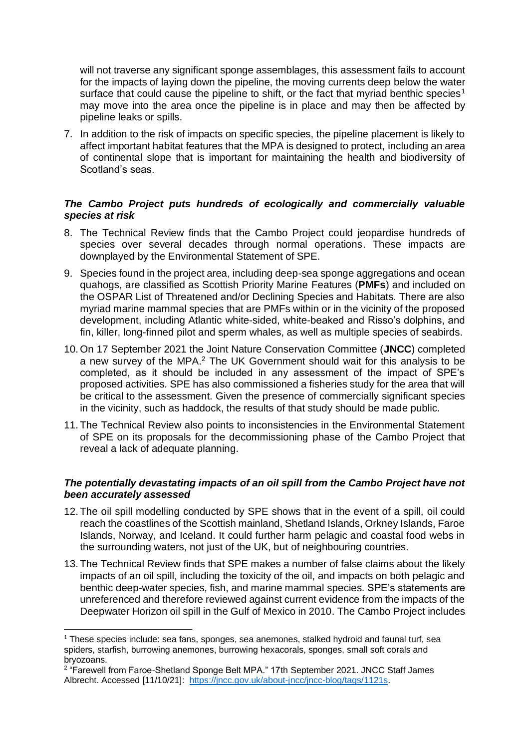will not traverse any significant sponge assemblages, this assessment fails to account for the impacts of laying down the pipeline, the moving currents deep below the water surface that could cause the pipeline to shift, or the fact that myriad benthic species[1] may move into the area once the pipeline is in place and may then be affected by pipeline leaks or spills.

7. In addition to the risk of impacts on specific species, the pipeline placement is likely to affect important habitat features that the MPA is designed to protect, including an area of continental slope that is important for maintaining the health and biodiversity of Scotland's seas.

### *The Cambo Project puts hundreds of ecologically and commercially valuable species at risk*

8. The Technical Review finds that the Cambo Project could jeopardise hundreds of species over several decades through normal operations. These impacts are downplayed by the Environmental Statement of SPE.
9. Species found in the project area, including deep-sea sponge aggregations and ocean quahogs, are classified as Scottish Priority Marine Features (**PMFs**) and included on the OSPAR List of Threatened and/or Declining Species and Habitats. There are also myriad marine mammal species that are PMFs within or in the vicinity of the proposed development, including Atlantic white-sided, white-beaked and Risso's dolphins, and fin, killer, long-finned pilot and sperm whales, as well as multiple species of seabirds.
10. On 17 September 2021 the Joint Nature Conservation Committee (**JNCC**) completed a new survey of the MPA.[2] The UK Government should wait for this analysis to be completed, as it should be included in any assessment of the impact of SPE's proposed activities. SPE has also commissioned a fisheries study for the area that will be critical to the assessment. Given the presence of commercially significant species in the vicinity, such as haddock, the results of that study should be made public.
11. The Technical Review also points to inconsistencies in the Environmental Statement of SPE on its proposals for the decommissioning phase of the Cambo Project that reveal a lack of adequate planning.

### *The potentially devastating impacts of an oil spill from the Cambo Project have not been accurately assessed*

12. The oil spill modelling conducted by SPE shows that in the event of a spill, oil could reach the coastlines of the Scottish mainland, Shetland Islands, Orkney Islands, Faroe Islands, Norway, and Iceland. It could further harm pelagic and coastal food webs in the surrounding waters, not just of the UK, but of neighbouring countries.
13. The Technical Review finds that SPE makes a number of false claims about the likely impacts of an oil spill, including the toxicity of the oil, and impacts on both pelagic and benthic deep-water species, fish, and marine mammal species. SPE's statements are unreferenced and therefore reviewed against current evidence from the impacts of the Deepwater Horizon oil spill in the Gulf of Mexico in 2010. The Cambo Project includes

---

[1] These species include: sea fans, sponges, sea anemones, stalked hydroid and faunal turf, sea spiders, starfish, burrowing anemones, burrowing hexacorals, sponges, small soft corals and bryozoans.

[2] "Farewell from Faroe-Shetland Sponge Belt MPA." 17th September 2021. JNCC Staff James Albrecht. Accessed [11/10/21]: https://jncc.gov.uk/about-jncc/jncc-blog/tags/1121s.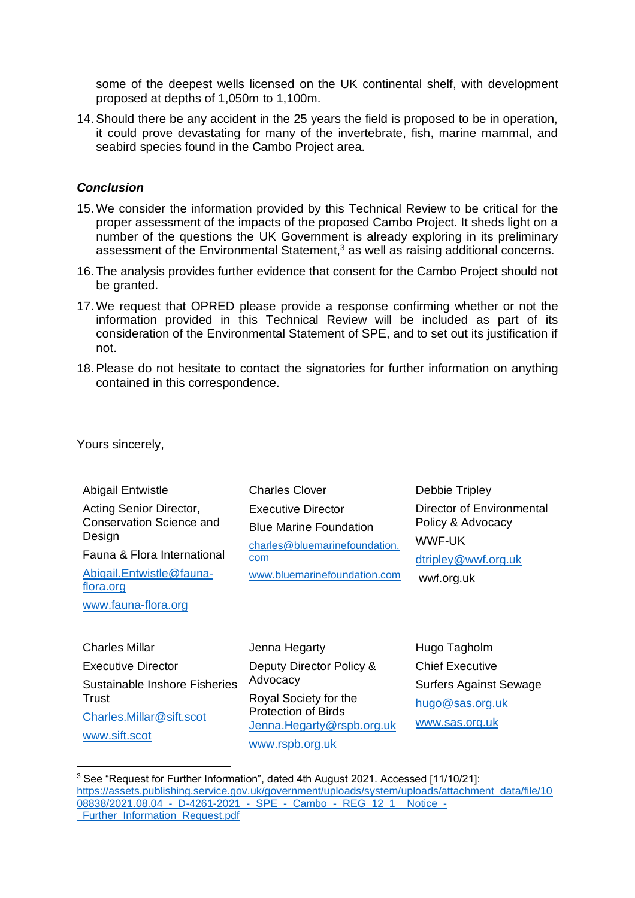some of the deepest wells licensed on the UK continental shelf, with development proposed at depths of 1,050m to 1,100m.

14. Should there be any accident in the 25 years the field is proposed to be in operation, it could prove devastating for many of the invertebrate, fish, marine mammal, and seabird species found in the Cambo Project area.

***Conclusion***

15. We consider the information provided by this Technical Review to be critical for the proper assessment of the impacts of the proposed Cambo Project. It sheds light on a number of the questions the UK Government is already exploring in its preliminary assessment of the Environmental Statement,[3] as well as raising additional concerns.

16. The analysis provides further evidence that consent for the Cambo Project should not be granted.

17. We request that OPRED please provide a response confirming whether or not the information provided in this Technical Review will be included as part of its consideration of the Environmental Statement of SPE, and to set out its justification if not.

18. Please do not hesitate to contact the signatories for further information on anything contained in this correspondence.

Yours sincerely,

Abigail Entwistle
Acting Senior Director, Conservation Science and Design
Fauna & Flora International
Abigail.Entwistle@fauna-flora.org
www.fauna-flora.org

Charles Clover
Executive Director
Blue Marine Foundation
charles@bluemarinefoundation.com
www.bluemarinefoundation.com

Debbie Tripley
Director of Environmental Policy & Advocacy
WWF-UK
dtripley@wwf.org.uk
wwf.org.uk

Charles Millar
Executive Director
Sustainable Inshore Fisheries Trust
Charles.Millar@sift.scot
www.sift.scot

Jenna Hegarty
Deputy Director Policy & Advocacy
Royal Society for the Protection of Birds
Jenna.Hegarty@rspb.org.uk
www.rspb.org.uk

Hugo Tagholm
Chief Executive
Surfers Against Sewage
hugo@sas.org.uk
www.sas.org.uk

---

[3] See "Request for Further Information", dated 4th August 2021. Accessed [11/10/21]: https://assets.publishing.service.gov.uk/government/uploads/system/uploads/attachment_data/file/1008838/2021.08.04_-_D-4261-2021_-_SPE_-_Cambo_-_REG_12_1__Notice_-_Further_Information_Request.pdf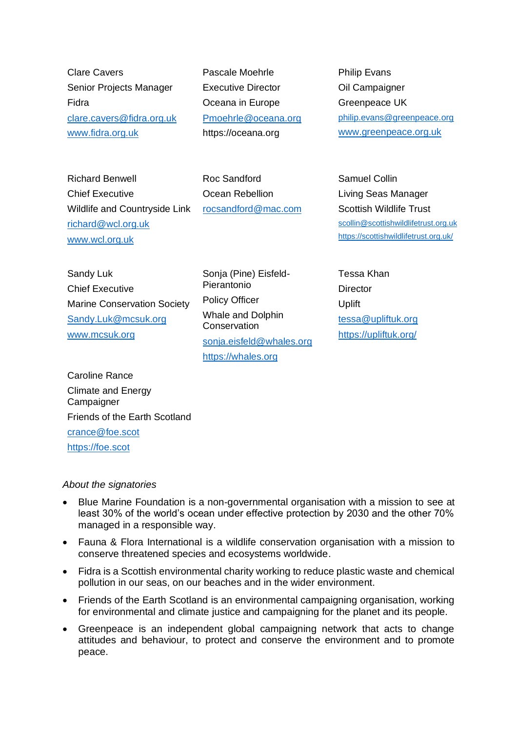Clare Cavers
Senior Projects Manager
Fidra
clare.cavers@fidra.org.uk
www.fidra.org.uk

Pascale Moehrle
Executive Director
Oceana in Europe
Pmoehrle@oceana.org
https://oceana.org

Philip Evans
Oil Campaigner
Greenpeace UK
philip.evans@greenpeace.org
www.greenpeace.org.uk

Richard Benwell
Chief Executive
Wildlife and Countryside Link
richard@wcl.org.uk
www.wcl.org.uk

Roc Sandford
Ocean Rebellion
rocsandford@mac.com

Samuel Collin
Living Seas Manager
Scottish Wildlife Trust
scollin@scottishwildlifetrust.org.uk
https://scottishwildlifetrust.org.uk/

Sandy Luk
Chief Executive
Marine Conservation Society
Sandy.Luk@mcsuk.org
www.mcsuk.org

Sonja (Pine) Eisfeld-Pierantonio
Policy Officer
Whale and Dolphin Conservation
sonja.eisfeld@whales.org
https://whales.org

Tessa Khan
Director
Uplift
tessa@upliftuk.org
https://upliftuk.org/

Caroline Rance
Climate and Energy Campaigner
Friends of the Earth Scotland
crance@foe.scot
https://foe.scot

*About the signatories*

- Blue Marine Foundation is a non-governmental organisation with a mission to see at least 30% of the world's ocean under effective protection by 2030 and the other 70% managed in a responsible way.
- Fauna & Flora International is a wildlife conservation organisation with a mission to conserve threatened species and ecosystems worldwide.
- Fidra is a Scottish environmental charity working to reduce plastic waste and chemical pollution in our seas, on our beaches and in the wider environment.
- Friends of the Earth Scotland is an environmental campaigning organisation, working for environmental and climate justice and campaigning for the planet and its people.
- Greenpeace is an independent global campaigning network that acts to change attitudes and behaviour, to protect and conserve the environment and to promote peace.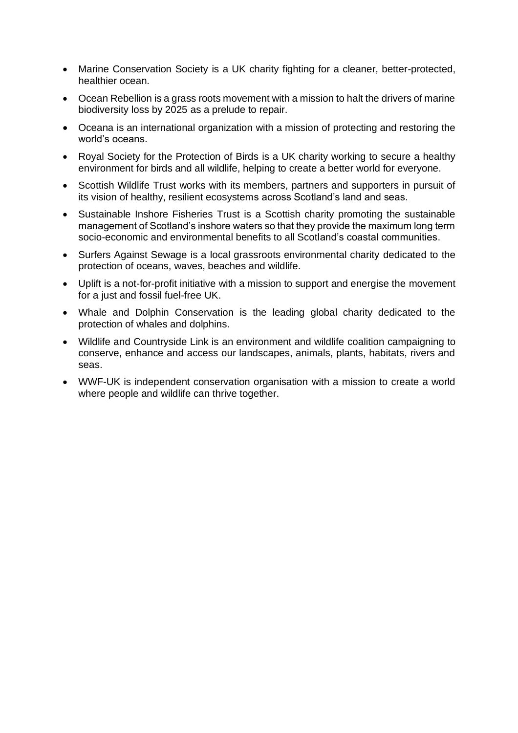- Marine Conservation Society is a UK charity fighting for a cleaner, better-protected, healthier ocean.
- Ocean Rebellion is a grass roots movement with a mission to halt the drivers of marine biodiversity loss by 2025 as a prelude to repair.
- Oceana is an international organization with a mission of protecting and restoring the world's oceans.
- Royal Society for the Protection of Birds is a UK charity working to secure a healthy environment for birds and all wildlife, helping to create a better world for everyone.
- Scottish Wildlife Trust works with its members, partners and supporters in pursuit of its vision of healthy, resilient ecosystems across Scotland's land and seas.
- Sustainable Inshore Fisheries Trust is a Scottish charity promoting the sustainable management of Scotland's inshore waters so that they provide the maximum long term socio-economic and environmental benefits to all Scotland's coastal communities.
- Surfers Against Sewage is a local grassroots environmental charity dedicated to the protection of oceans, waves, beaches and wildlife.
- Uplift is a not-for-profit initiative with a mission to support and energise the movement for a just and fossil fuel-free UK.
- Whale and Dolphin Conservation is the leading global charity dedicated to the protection of whales and dolphins.
- Wildlife and Countryside Link is an environment and wildlife coalition campaigning to conserve, enhance and access our landscapes, animals, plants, habitats, rivers and seas.
- WWF-UK is independent conservation organisation with a mission to create a world where people and wildlife can thrive together.